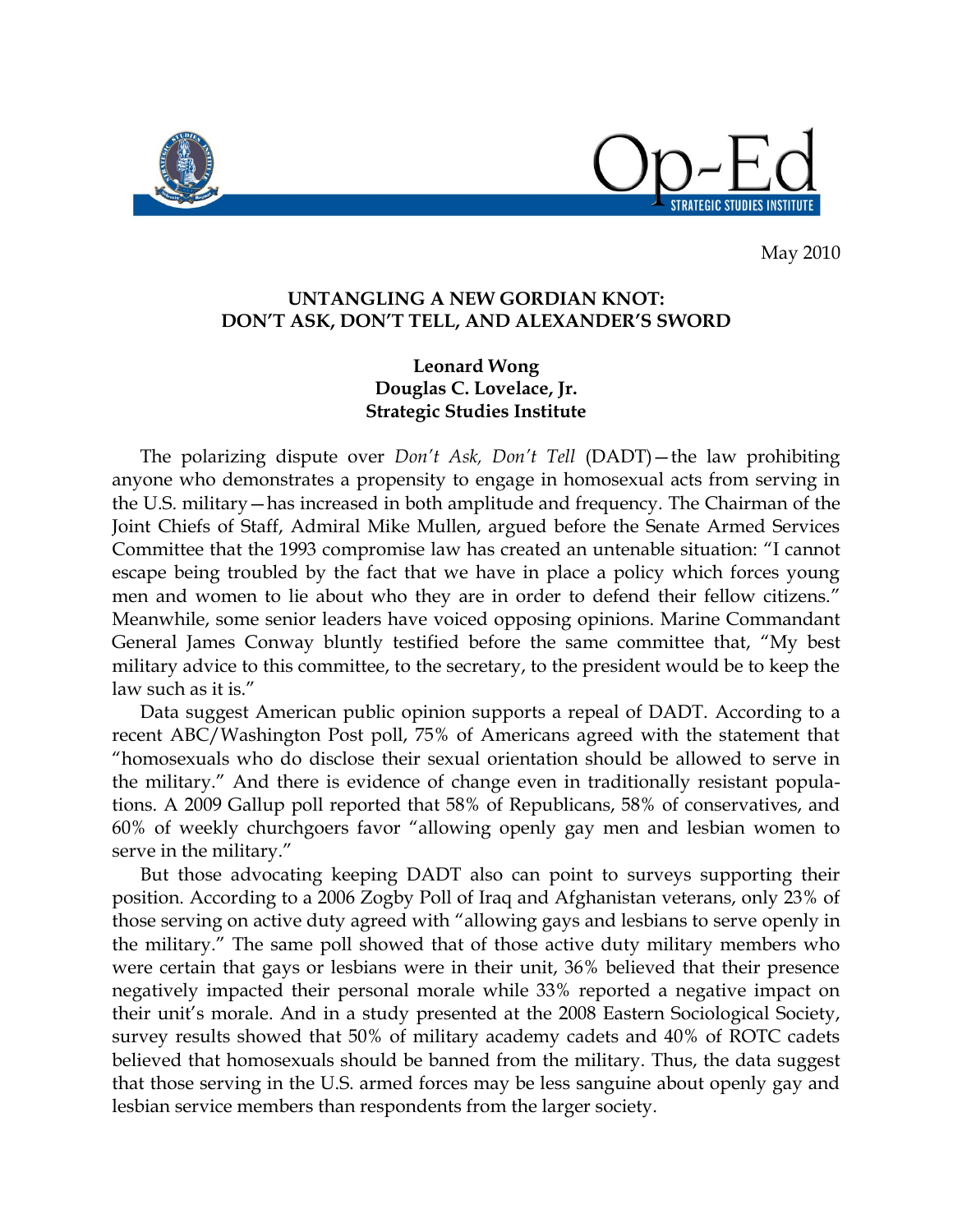May 2010

# UNTANGLING A NEW GORDIAN KNOT: DON'T ASK, DON'T TELL, AND ALEXANDER'S SWORD

**Leonard Wong**
**Douglas C. Lovelace, Jr.**
**Strategic Studies Institute**

The polarizing dispute over *Don't Ask, Don't Tell* (DADT)—the law prohibiting anyone who demonstrates a propensity to engage in homosexual acts from serving in the U.S. military—has increased in both amplitude and frequency. The Chairman of the Joint Chiefs of Staff, Admiral Mike Mullen, argued before the Senate Armed Services Committee that the 1993 compromise law has created an untenable situation: "I cannot escape being troubled by the fact that we have in place a policy which forces young men and women to lie about who they are in order to defend their fellow citizens." Meanwhile, some senior leaders have voiced opposing opinions. Marine Commandant General James Conway bluntly testified before the same committee that, "My best military advice to this committee, to the secretary, to the president would be to keep the law such as it is."

Data suggest American public opinion supports a repeal of DADT. According to a recent ABC/Washington Post poll, 75% of Americans agreed with the statement that "homosexuals who do disclose their sexual orientation should be allowed to serve in the military." And there is evidence of change even in traditionally resistant populations. A 2009 Gallup poll reported that 58% of Republicans, 58% of conservatives, and 60% of weekly churchgoers favor "allowing openly gay men and lesbian women to serve in the military."

But those advocating keeping DADT also can point to surveys supporting their position. According to a 2006 Zogby Poll of Iraq and Afghanistan veterans, only 23% of those serving on active duty agreed with "allowing gays and lesbians to serve openly in the military." The same poll showed that of those active duty military members who were certain that gays or lesbians were in their unit, 36% believed that their presence negatively impacted their personal morale while 33% reported a negative impact on their unit's morale. And in a study presented at the 2008 Eastern Sociological Society, survey results showed that 50% of military academy cadets and 40% of ROTC cadets believed that homosexuals should be banned from the military. Thus, the data suggest that those serving in the U.S. armed forces may be less sanguine about openly gay and lesbian service members than respondents from the larger society.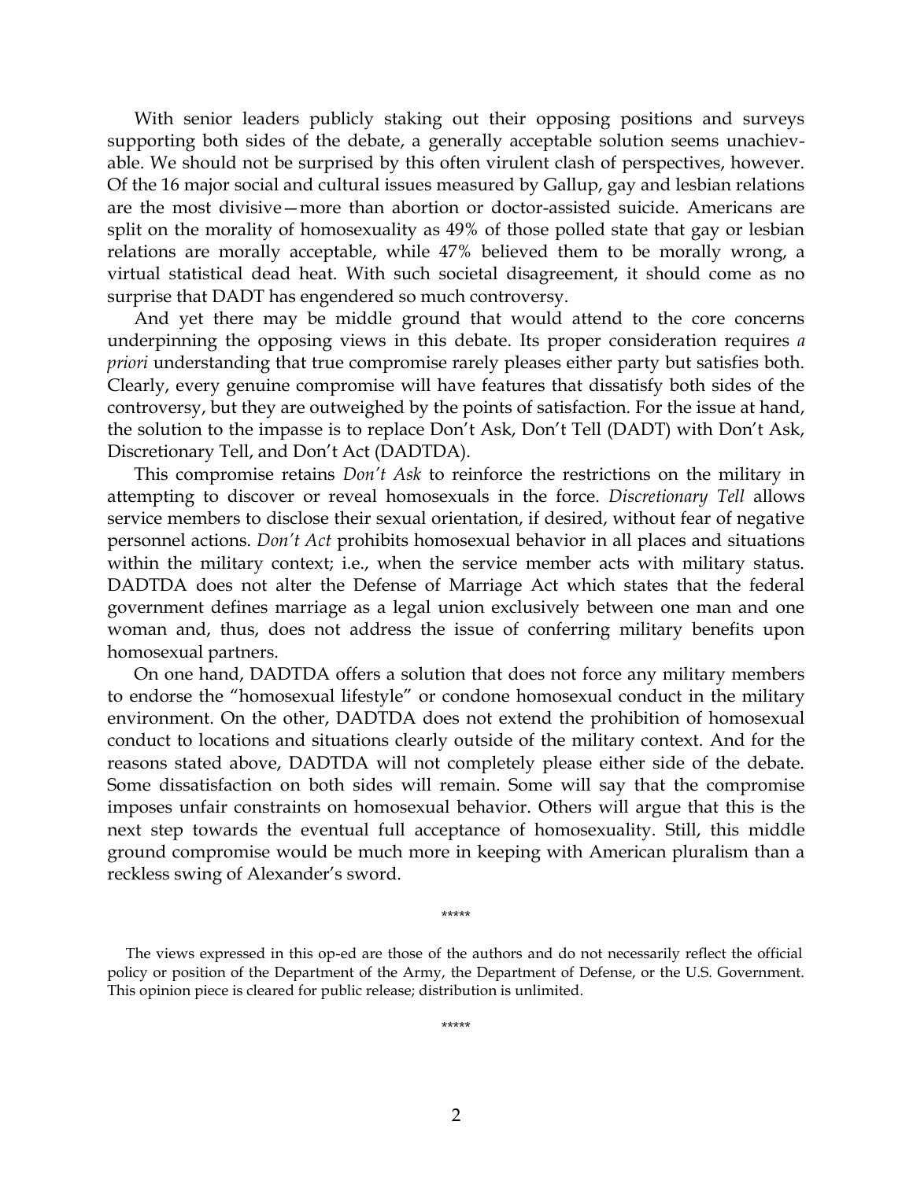With senior leaders publicly staking out their opposing positions and surveys supporting both sides of the debate, a generally acceptable solution seems unachievable. We should not be surprised by this often virulent clash of perspectives, however. Of the 16 major social and cultural issues measured by Gallup, gay and lesbian relations are the most divisive—more than abortion or doctor-assisted suicide. Americans are split on the morality of homosexuality as 49% of those polled state that gay or lesbian relations are morally acceptable, while 47% believed them to be morally wrong, a virtual statistical dead heat. With such societal disagreement, it should come as no surprise that DADT has engendered so much controversy.

And yet there may be middle ground that would attend to the core concerns underpinning the opposing views in this debate. Its proper consideration requires *a priori* understanding that true compromise rarely pleases either party but satisfies both. Clearly, every genuine compromise will have features that dissatisfy both sides of the controversy, but they are outweighed by the points of satisfaction. For the issue at hand, the solution to the impasse is to replace Don't Ask, Don't Tell (DADT) with Don't Ask, Discretionary Tell, and Don't Act (DADTDA).

This compromise retains *Don't Ask* to reinforce the restrictions on the military in attempting to discover or reveal homosexuals in the force. *Discretionary Tell* allows service members to disclose their sexual orientation, if desired, without fear of negative personnel actions. *Don't Act* prohibits homosexual behavior in all places and situations within the military context; i.e., when the service member acts with military status. DADTDA does not alter the Defense of Marriage Act which states that the federal government defines marriage as a legal union exclusively between one man and one woman and, thus, does not address the issue of conferring military benefits upon homosexual partners.

On one hand, DADTDA offers a solution that does not force any military members to endorse the "homosexual lifestyle" or condone homosexual conduct in the military environment. On the other, DADTDA does not extend the prohibition of homosexual conduct to locations and situations clearly outside of the military context. And for the reasons stated above, DADTDA will not completely please either side of the debate. Some dissatisfaction on both sides will remain. Some will say that the compromise imposes unfair constraints on homosexual behavior. Others will argue that this is the next step towards the eventual full acceptance of homosexuality. Still, this middle ground compromise would be much more in keeping with American pluralism than a reckless swing of Alexander's sword.

\*\*\*\*\*

The views expressed in this op-ed are those of the authors and do not necessarily reflect the official policy or position of the Department of the Army, the Department of Defense, or the U.S. Government. This opinion piece is cleared for public release; distribution is unlimited.

\*\*\*\*\*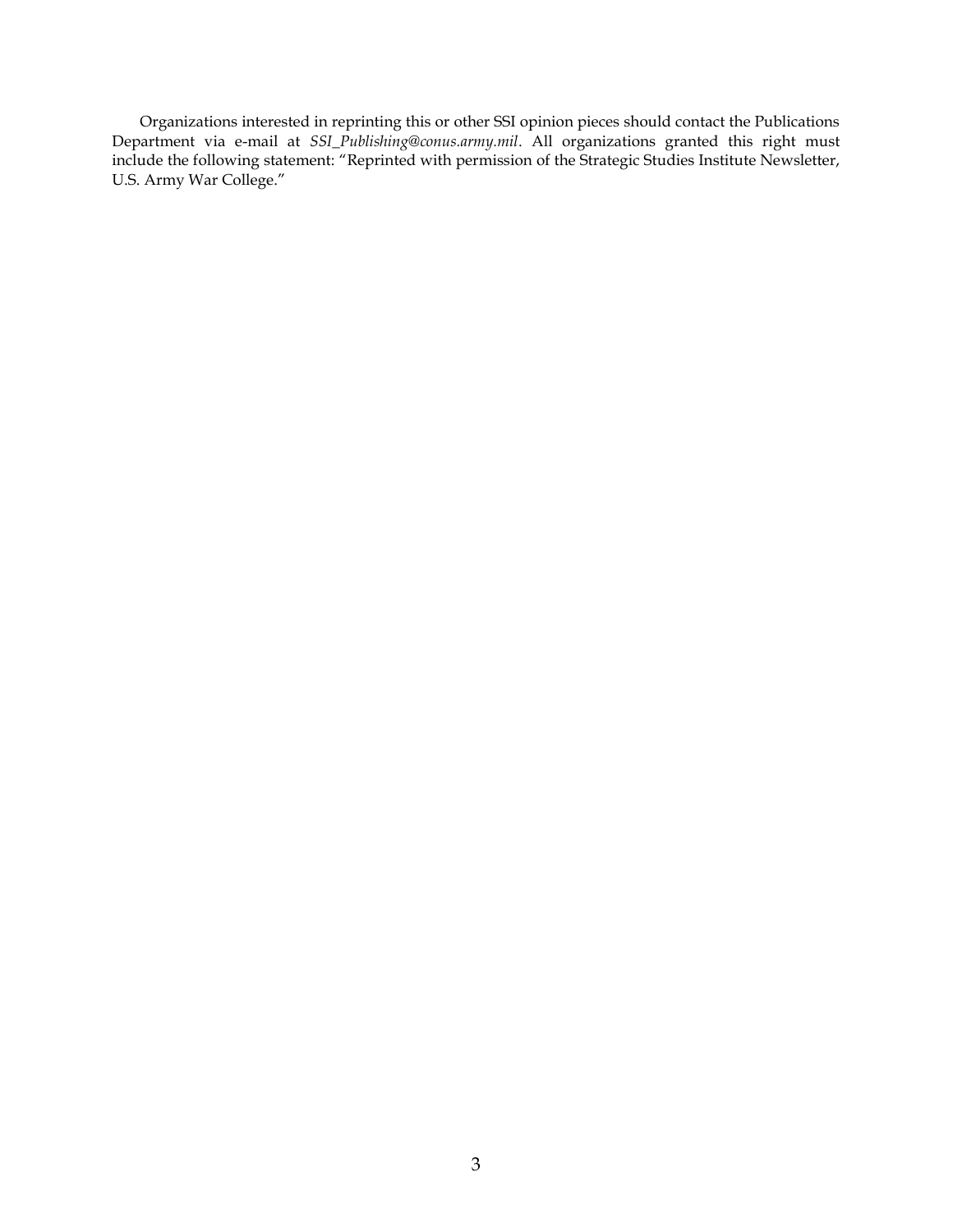Organizations interested in reprinting this or other SSI opinion pieces should contact the Publications Department via e-mail at *SSI_Publishing@conus.army.mil*. All organizations granted this right must include the following statement: "Reprinted with permission of the Strategic Studies Institute Newsletter, U.S. Army War College."